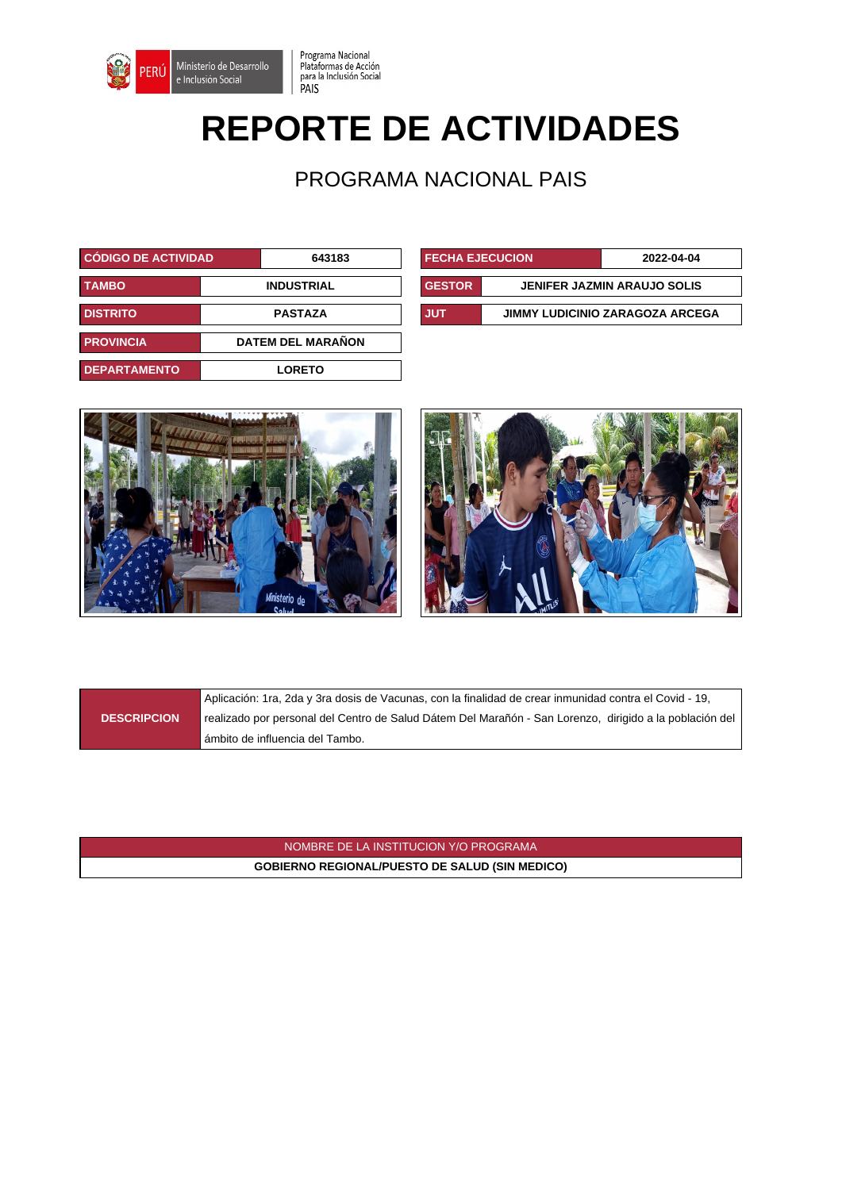Programa Nacional Plataformas de Acción para la Inclusión Social PAIS

# REPORTE DE ACTIVIDADES

## PROGRAMA NACIONAL PAIS

| CÓDIGO DE ACTIVIDAD | 643183 |
|---|---|
| TAMBO | INDUSTRIAL |
| DISTRITO | PASTAZA |
| PROVINCIA | DATEM DEL MARAÑON |
| DEPARTAMENTO | LORETO |

| FECHA EJECUCION | 2022-04-04 |
|---|---|
| GESTOR | JENIFER JAZMIN ARAUJO SOLIS |
| JUT | JIMMY LUDICINIO ZARAGOZA ARCEGA |

| DESCRIPCION | Aplicación: 1ra, 2da y 3ra dosis de Vacunas, con la finalidad de crear inmunidad contra el Covid - 19, realizado por personal del Centro de Salud Dátem Del Marañón - San Lorenzo, dirigido a la población del ámbito de influencia del Tambo. |
|---|---|

| NOMBRE DE LA INSTITUCION Y/O PROGRAMA |
|---|
| GOBIERNO REGIONAL/PUESTO DE SALUD (SIN MEDICO) |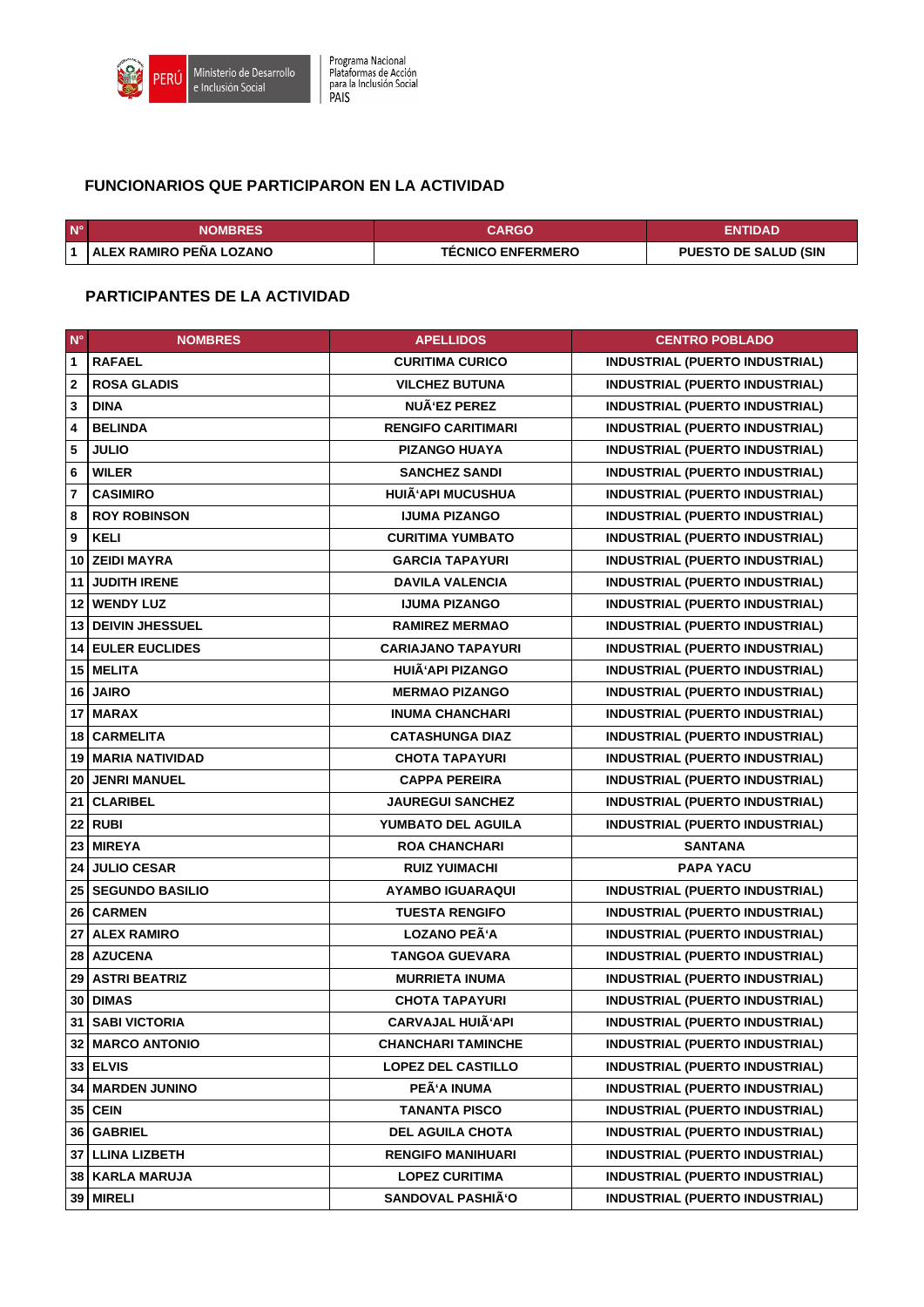## FUNCIONARIOS QUE PARTICIPARON EN LA ACTIVIDAD

| N° | NOMBRES | CARGO | ENTIDAD |
|---|---|---|---|
| 1 | ALEX RAMIRO PEÑA LOZANO | TÉCNICO ENFERMERO | PUESTO DE SALUD (SIN |

## PARTICIPANTES DE LA ACTIVIDAD

| N° | NOMBRES | APELLIDOS | CENTRO POBLADO |
|---|---|---|---|
| 1 | RAFAEL | CURITIMA CURICO | INDUSTRIAL (PUERTO INDUSTRIAL) |
| 2 | ROSA GLADIS | VILCHEZ BUTUNA | INDUSTRIAL (PUERTO INDUSTRIAL) |
| 3 | DINA | NUÃ'EZ PEREZ | INDUSTRIAL (PUERTO INDUSTRIAL) |
| 4 | BELINDA | RENGIFO CARITIMARI | INDUSTRIAL (PUERTO INDUSTRIAL) |
| 5 | JULIO | PIZANGO HUAYA | INDUSTRIAL (PUERTO INDUSTRIAL) |
| 6 | WILER | SANCHEZ SANDI | INDUSTRIAL (PUERTO INDUSTRIAL) |
| 7 | CASIMIRO | HUIÃ'API MUCUSHUA | INDUSTRIAL (PUERTO INDUSTRIAL) |
| 8 | ROY ROBINSON | IJUMA PIZANGO | INDUSTRIAL (PUERTO INDUSTRIAL) |
| 9 | KELI | CURITIMA YUMBATO | INDUSTRIAL (PUERTO INDUSTRIAL) |
| 10 | ZEIDI MAYRA | GARCIA TAPAYURI | INDUSTRIAL (PUERTO INDUSTRIAL) |
| 11 | JUDITH IRENE | DAVILA VALENCIA | INDUSTRIAL (PUERTO INDUSTRIAL) |
| 12 | WENDY LUZ | IJUMA PIZANGO | INDUSTRIAL (PUERTO INDUSTRIAL) |
| 13 | DEIVIN JHESSUEL | RAMIREZ MERMAO | INDUSTRIAL (PUERTO INDUSTRIAL) |
| 14 | EULER EUCLIDES | CARIAJANO TAPAYURI | INDUSTRIAL (PUERTO INDUSTRIAL) |
| 15 | MELITA | HUIÃ'API PIZANGO | INDUSTRIAL (PUERTO INDUSTRIAL) |
| 16 | JAIRO | MERMAO PIZANGO | INDUSTRIAL (PUERTO INDUSTRIAL) |
| 17 | MARAX | INUMA CHANCHARI | INDUSTRIAL (PUERTO INDUSTRIAL) |
| 18 | CARMELITA | CATASHUNGA DIAZ | INDUSTRIAL (PUERTO INDUSTRIAL) |
| 19 | MARIA NATIVIDAD | CHOTA TAPAYURI | INDUSTRIAL (PUERTO INDUSTRIAL) |
| 20 | JENRI MANUEL | CAPPA PEREIRA | INDUSTRIAL (PUERTO INDUSTRIAL) |
| 21 | CLARIBEL | JAUREGUI SANCHEZ | INDUSTRIAL (PUERTO INDUSTRIAL) |
| 22 | RUBI | YUMBATO DEL AGUILA | INDUSTRIAL (PUERTO INDUSTRIAL) |
| 23 | MIREYA | ROA CHANCHARI | SANTANA |
| 24 | JULIO CESAR | RUIZ YUIMACHI | PAPA YACU |
| 25 | SEGUNDO BASILIO | AYAMBO IGUARAQUI | INDUSTRIAL (PUERTO INDUSTRIAL) |
| 26 | CARMEN | TUESTA RENGIFO | INDUSTRIAL (PUERTO INDUSTRIAL) |
| 27 | ALEX RAMIRO | LOZANO PEÃ'A | INDUSTRIAL (PUERTO INDUSTRIAL) |
| 28 | AZUCENA | TANGOA GUEVARA | INDUSTRIAL (PUERTO INDUSTRIAL) |
| 29 | ASTRI BEATRIZ | MURRIETA INUMA | INDUSTRIAL (PUERTO INDUSTRIAL) |
| 30 | DIMAS | CHOTA TAPAYURI | INDUSTRIAL (PUERTO INDUSTRIAL) |
| 31 | SABI VICTORIA | CARVAJAL HUIÃ'API | INDUSTRIAL (PUERTO INDUSTRIAL) |
| 32 | MARCO ANTONIO | CHANCHARI TAMINCHE | INDUSTRIAL (PUERTO INDUSTRIAL) |
| 33 | ELVIS | LOPEZ DEL CASTILLO | INDUSTRIAL (PUERTO INDUSTRIAL) |
| 34 | MARDEN JUNINO | PEÃ'A INUMA | INDUSTRIAL (PUERTO INDUSTRIAL) |
| 35 | CEIN | TANANTA PISCO | INDUSTRIAL (PUERTO INDUSTRIAL) |
| 36 | GABRIEL | DEL AGUILA CHOTA | INDUSTRIAL (PUERTO INDUSTRIAL) |
| 37 | LLINA LIZBETH | RENGIFO MANIHUARI | INDUSTRIAL (PUERTO INDUSTRIAL) |
| 38 | KARLA MARUJA | LOPEZ CURITIMA | INDUSTRIAL (PUERTO INDUSTRIAL) |
| 39 | MIRELI | SANDOVAL PASHIÃ'O | INDUSTRIAL (PUERTO INDUSTRIAL) |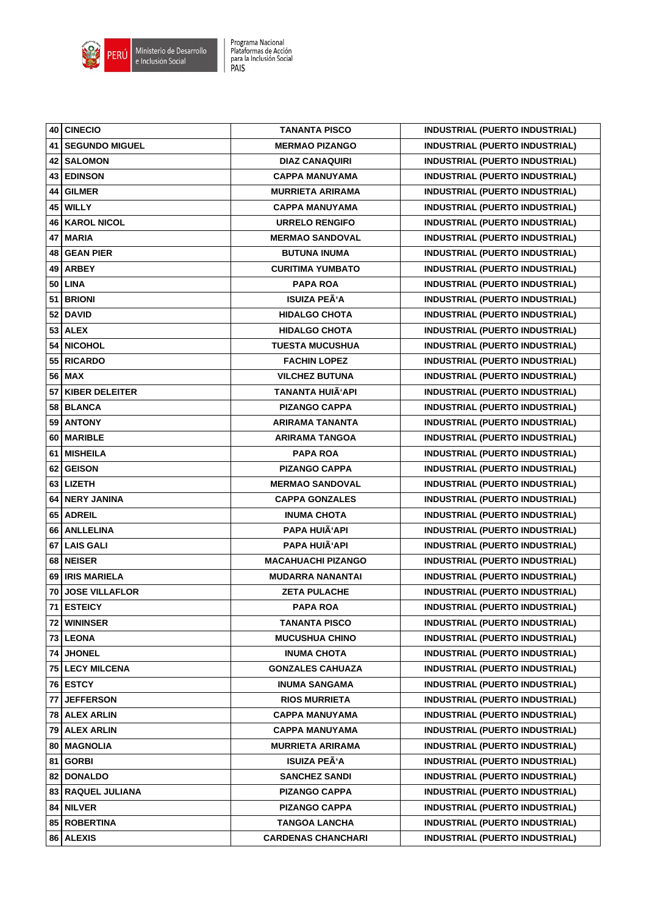| 40 | CINECIO | TANANTA PISCO | INDUSTRIAL (PUERTO INDUSTRIAL) |
|---|---|---|---|
| 41 | SEGUNDO MIGUEL | MERMAO PIZANGO | INDUSTRIAL (PUERTO INDUSTRIAL) |
| 42 | SALOMON | DIAZ CANAQUIRI | INDUSTRIAL (PUERTO INDUSTRIAL) |
| 43 | EDINSON | CAPPA MANUYAMA | INDUSTRIAL (PUERTO INDUSTRIAL) |
| 44 | GILMER | MURRIETA ARIRAMA | INDUSTRIAL (PUERTO INDUSTRIAL) |
| 45 | WILLY | CAPPA MANUYAMA | INDUSTRIAL (PUERTO INDUSTRIAL) |
| 46 | KAROL NICOL | URRELO RENGIFO | INDUSTRIAL (PUERTO INDUSTRIAL) |
| 47 | MARIA | MERMAO SANDOVAL | INDUSTRIAL (PUERTO INDUSTRIAL) |
| 48 | GEAN PIER | BUTUNA INUMA | INDUSTRIAL (PUERTO INDUSTRIAL) |
| 49 | ARBEY | CURITIMA YUMBATO | INDUSTRIAL (PUERTO INDUSTRIAL) |
| 50 | LINA | PAPA ROA | INDUSTRIAL (PUERTO INDUSTRIAL) |
| 51 | BRIONI | ISUIZA PEÃ'A | INDUSTRIAL (PUERTO INDUSTRIAL) |
| 52 | DAVID | HIDALGO CHOTA | INDUSTRIAL (PUERTO INDUSTRIAL) |
| 53 | ALEX | HIDALGO CHOTA | INDUSTRIAL (PUERTO INDUSTRIAL) |
| 54 | NICOHOL | TUESTA MUCUSHUA | INDUSTRIAL (PUERTO INDUSTRIAL) |
| 55 | RICARDO | FACHIN LOPEZ | INDUSTRIAL (PUERTO INDUSTRIAL) |
| 56 | MAX | VILCHEZ BUTUNA | INDUSTRIAL (PUERTO INDUSTRIAL) |
| 57 | KIBER DELEITER | TANANTA HUIÃ'API | INDUSTRIAL (PUERTO INDUSTRIAL) |
| 58 | BLANCA | PIZANGO CAPPA | INDUSTRIAL (PUERTO INDUSTRIAL) |
| 59 | ANTONY | ARIRAMA TANANTA | INDUSTRIAL (PUERTO INDUSTRIAL) |
| 60 | MARIBLE | ARIRAMA TANGOA | INDUSTRIAL (PUERTO INDUSTRIAL) |
| 61 | MISHEILA | PAPA ROA | INDUSTRIAL (PUERTO INDUSTRIAL) |
| 62 | GEISON | PIZANGO CAPPA | INDUSTRIAL (PUERTO INDUSTRIAL) |
| 63 | LIZETH | MERMAO SANDOVAL | INDUSTRIAL (PUERTO INDUSTRIAL) |
| 64 | NERY JANINA | CAPPA GONZALES | INDUSTRIAL (PUERTO INDUSTRIAL) |
| 65 | ADREIL | INUMA CHOTA | INDUSTRIAL (PUERTO INDUSTRIAL) |
| 66 | ANLLELINA | PAPA HUIÃ'API | INDUSTRIAL (PUERTO INDUSTRIAL) |
| 67 | LAIS GALI | PAPA HUIÃ'API | INDUSTRIAL (PUERTO INDUSTRIAL) |
| 68 | NEISER | MACAHUACHI PIZANGO | INDUSTRIAL (PUERTO INDUSTRIAL) |
| 69 | IRIS MARIELA | MUDARRA NANANTAI | INDUSTRIAL (PUERTO INDUSTRIAL) |
| 70 | JOSE VILLAFLOR | ZETA PULACHE | INDUSTRIAL (PUERTO INDUSTRIAL) |
| 71 | ESTEICY | PAPA ROA | INDUSTRIAL (PUERTO INDUSTRIAL) |
| 72 | WININSER | TANANTA PISCO | INDUSTRIAL (PUERTO INDUSTRIAL) |
| 73 | LEONA | MUCUSHUA CHINO | INDUSTRIAL (PUERTO INDUSTRIAL) |
| 74 | JHONEL | INUMA CHOTA | INDUSTRIAL (PUERTO INDUSTRIAL) |
| 75 | LECY MILCENA | GONZALES CAHUAZA | INDUSTRIAL (PUERTO INDUSTRIAL) |
| 76 | ESTCY | INUMA SANGAMA | INDUSTRIAL (PUERTO INDUSTRIAL) |
| 77 | JEFFERSON | RIOS MURRIETA | INDUSTRIAL (PUERTO INDUSTRIAL) |
| 78 | ALEX ARLIN | CAPPA MANUYAMA | INDUSTRIAL (PUERTO INDUSTRIAL) |
| 79 | ALEX ARLIN | CAPPA MANUYAMA | INDUSTRIAL (PUERTO INDUSTRIAL) |
| 80 | MAGNOLIA | MURRIETA ARIRAMA | INDUSTRIAL (PUERTO INDUSTRIAL) |
| 81 | GORBI | ISUIZA PEÃ'A | INDUSTRIAL (PUERTO INDUSTRIAL) |
| 82 | DONALDO | SANCHEZ SANDI | INDUSTRIAL (PUERTO INDUSTRIAL) |
| 83 | RAQUEL JULIANA | PIZANGO CAPPA | INDUSTRIAL (PUERTO INDUSTRIAL) |
| 84 | NILVER | PIZANGO CAPPA | INDUSTRIAL (PUERTO INDUSTRIAL) |
| 85 | ROBERTINA | TANGOA LANCHA | INDUSTRIAL (PUERTO INDUSTRIAL) |
| 86 | ALEXIS | CARDENAS CHANCHARI | INDUSTRIAL (PUERTO INDUSTRIAL) |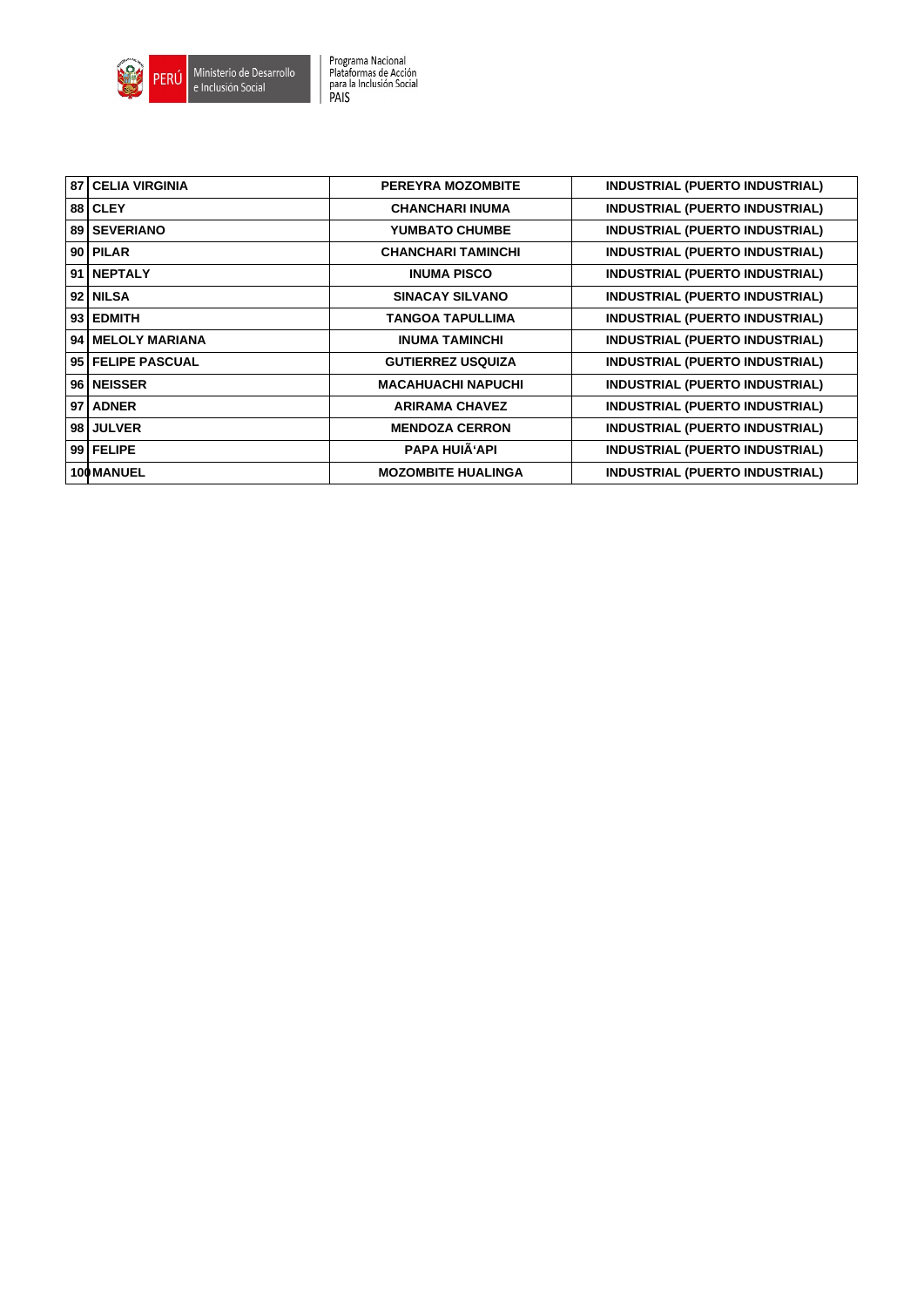| | | | |
|---|---|---|---|
| 87 | CELIA VIRGINIA | PEREYRA MOZOMBITE | INDUSTRIAL (PUERTO INDUSTRIAL) |
| 88 | CLEY | CHANCHARI INUMA | INDUSTRIAL (PUERTO INDUSTRIAL) |
| 89 | SEVERIANO | YUMBATO CHUMBE | INDUSTRIAL (PUERTO INDUSTRIAL) |
| 90 | PILAR | CHANCHARI TAMINCHI | INDUSTRIAL (PUERTO INDUSTRIAL) |
| 91 | NEPTALY | INUMA PISCO | INDUSTRIAL (PUERTO INDUSTRIAL) |
| 92 | NILSA | SINACAY SILVANO | INDUSTRIAL (PUERTO INDUSTRIAL) |
| 93 | EDMITH | TANGOA TAPULLIMA | INDUSTRIAL (PUERTO INDUSTRIAL) |
| 94 | MELOLY MARIANA | INUMA TAMINCHI | INDUSTRIAL (PUERTO INDUSTRIAL) |
| 95 | FELIPE PASCUAL | GUTIERREZ USQUIZA | INDUSTRIAL (PUERTO INDUSTRIAL) |
| 96 | NEISSER | MACAHUACHI NAPUCHI | INDUSTRIAL (PUERTO INDUSTRIAL) |
| 97 | ADNER | ARIRAMA CHAVEZ | INDUSTRIAL (PUERTO INDUSTRIAL) |
| 98 | JULVER | MENDOZA CERRON | INDUSTRIAL (PUERTO INDUSTRIAL) |
| 99 | FELIPE | PAPA HUIÃ'API | INDUSTRIAL (PUERTO INDUSTRIAL) |
| 100 | MANUEL | MOZOMBITE HUALINGA | INDUSTRIAL (PUERTO INDUSTRIAL) |